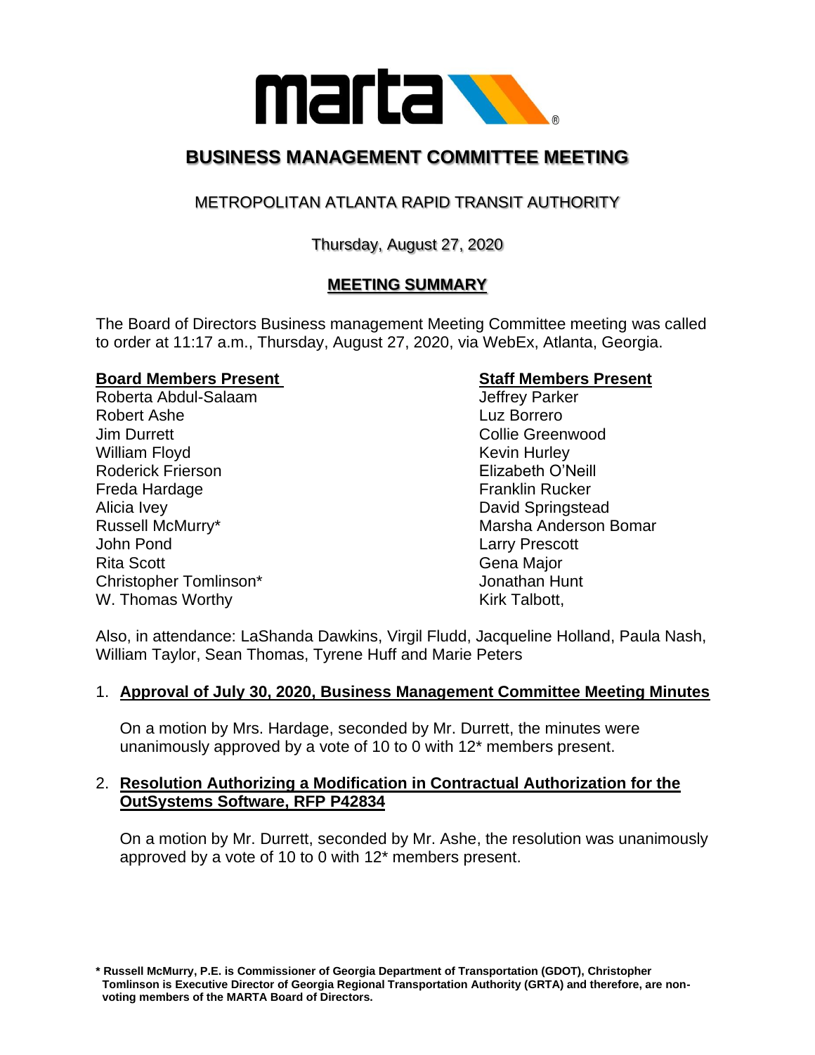# BUSINESS MANAGEMENT COMMITTEE MEETING

## METROPOLITAN ATLANTA RAPID TRANSIT AUTHORITY

Thursday, August 27, 2020

### MEETING SUMMARY

The Board of Directors Business management Meeting Committee meeting was called to order at 11:17 a.m., Thursday, August 27, 2020, via WebEx, Atlanta, Georgia.

**Board Members Present**

Roberta Abdul-Salaam
Robert Ashe
Jim Durrett
William Floyd
Roderick Frierson
Freda Hardage
Alicia Ivey
Russell McMurry*
John Pond
Rita Scott
Christopher Tomlinson*
W. Thomas Worthy

**Staff Members Present**

Jeffrey Parker
Luz Borrero
Collie Greenwood
Kevin Hurley
Elizabeth O'Neill
Franklin Rucker
David Springstead
Marsha Anderson Bomar
Larry Prescott
Gena Major
Jonathan Hunt
Kirk Talbott,

Also, in attendance: LaShanda Dawkins, Virgil Fludd, Jacqueline Holland, Paula Nash, William Taylor, Sean Thomas, Tyrene Huff and Marie Peters

1. **Approval of July 30, 2020, Business Management Committee Meeting Minutes**

   On a motion by Mrs. Hardage, seconded by Mr. Durrett, the minutes were unanimously approved by a vote of 10 to 0 with 12* members present.

2. **Resolution Authorizing a Modification in Contractual Authorization for the OutSystems Software, RFP P42834**

   On a motion by Mr. Durrett, seconded by Mr. Ashe, the resolution was unanimously approved by a vote of 10 to 0 with 12* members present.

**\* Russell McMurry, P.E. is Commissioner of Georgia Department of Transportation (GDOT), Christopher Tomlinson is Executive Director of Georgia Regional Transportation Authority (GRTA) and therefore, are non-voting members of the MARTA Board of Directors.**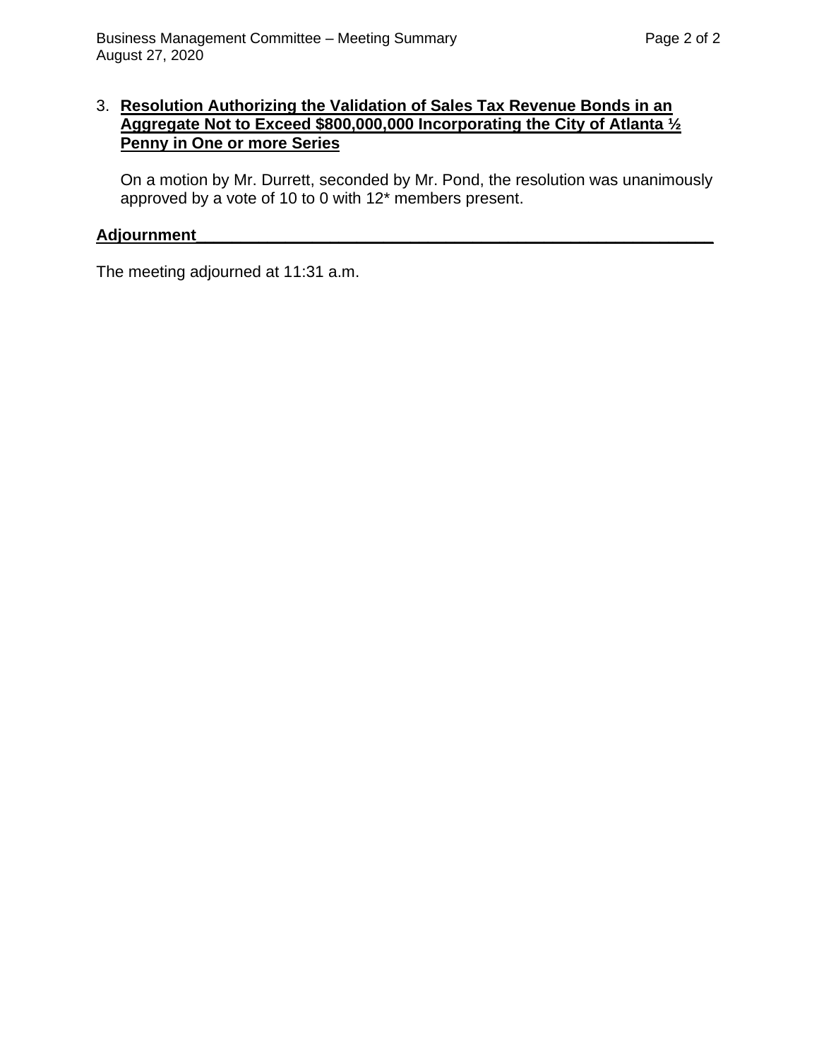3. **Resolution Authorizing the Validation of Sales Tax Revenue Bonds in an Aggregate Not to Exceed $800,000,000 Incorporating the City of Atlanta ½ Penny in One or more Series**

   On a motion by Mr. Durrett, seconded by Mr. Pond, the resolution was unanimously approved by a vote of 10 to 0 with 12* members present.

**Adjournment**

The meeting adjourned at 11:31 a.m.